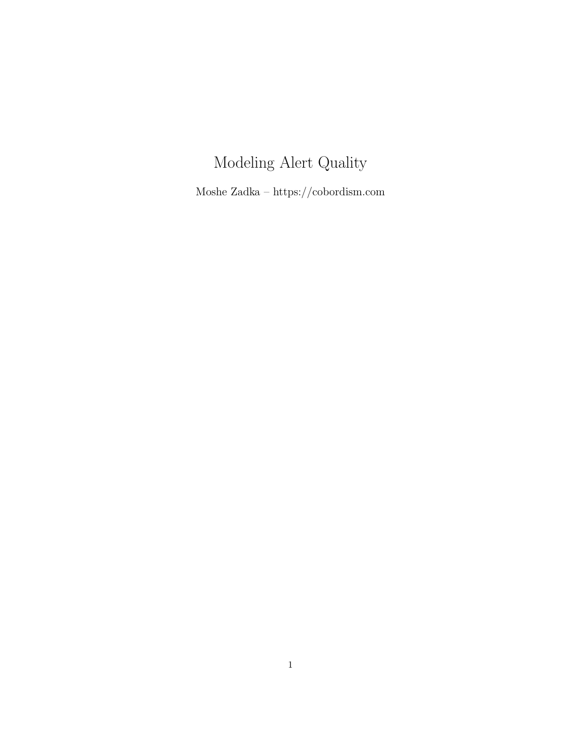# Modeling Alert Quality

Moshe Zadka – https://cobordism.com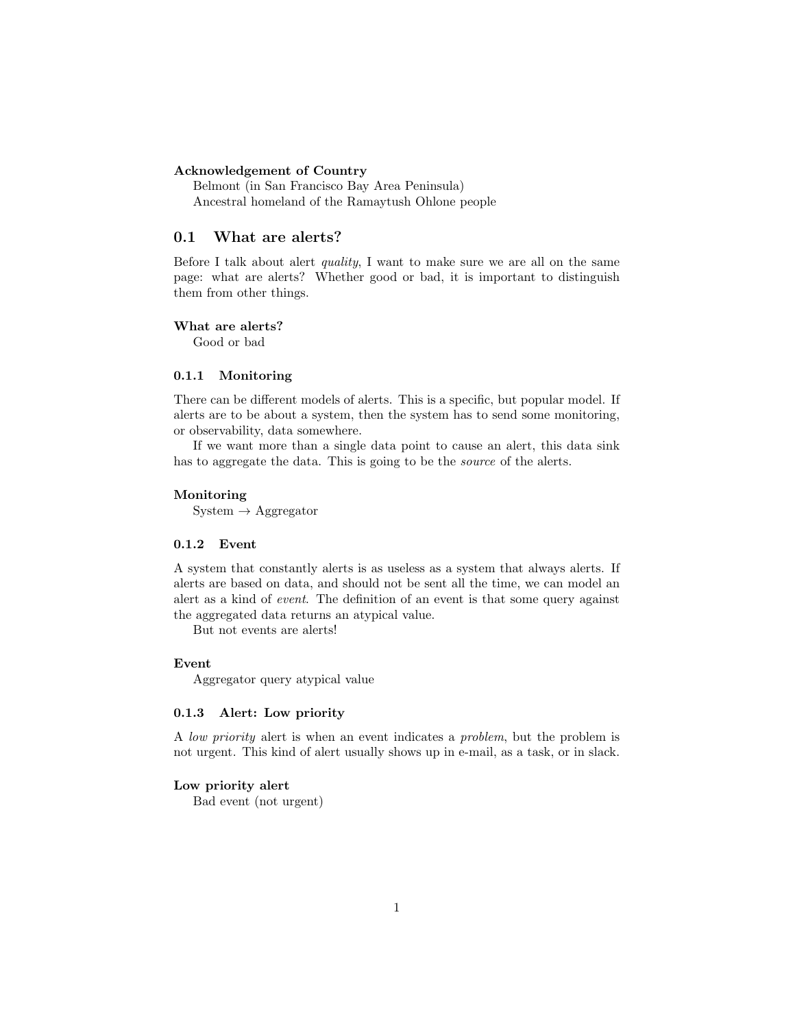**Acknowledgement of Country**

Belmont (in San Francisco Bay Area Peninsula)

Ancestral homeland of the Ramaytush Ohlone people

## 0.1 What are alerts?

Before I talk about alert *quality*, I want to make sure we are all on the same page: what are alerts? Whether good or bad, it is important to distinguish them from other things.

**What are alerts?**

Good or bad

### 0.1.1 Monitoring

There can be different models of alerts. This is a specific, but popular model. If alerts are to be about a system, then the system has to send some monitoring, or observability, data somewhere.

If we want more than a single data point to cause an alert, this data sink has to aggregate the data. This is going to be the *source* of the alerts.

**Monitoring**

System → Aggregator

### 0.1.2 Event

A system that constantly alerts is as useless as a system that always alerts. If alerts are based on data, and should not be sent all the time, we can model an alert as a kind of *event*. The definition of an event is that some query against the aggregated data returns an atypical value.

But not events are alerts!

**Event**

Aggregator query atypical value

### 0.1.3 Alert: Low priority

A *low priority* alert is when an event indicates a *problem*, but the problem is not urgent. This kind of alert usually shows up in e-mail, as a task, or in slack.

**Low priority alert**

Bad event (not urgent)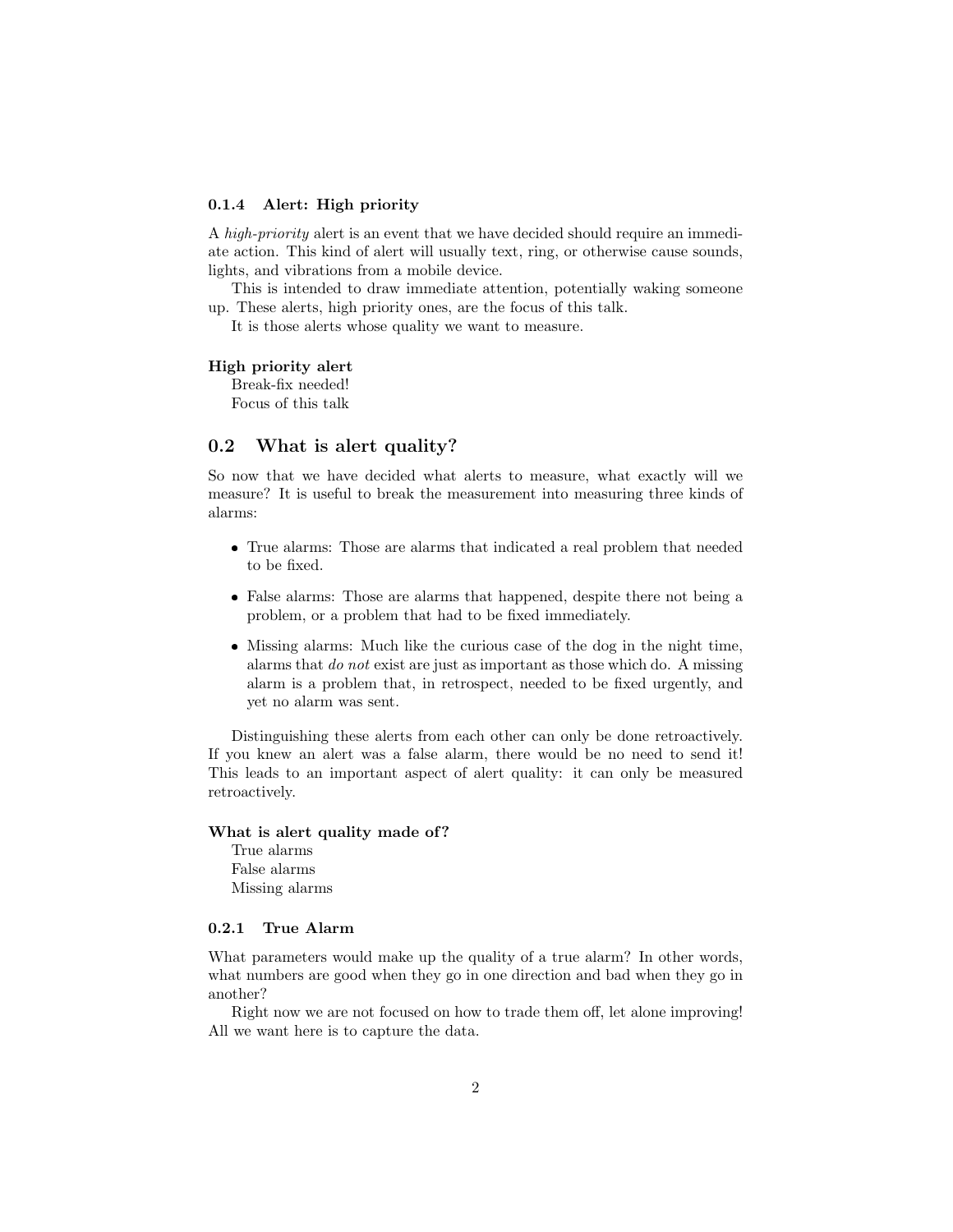#### 0.1.4 Alert: High priority

A *high-priority* alert is an event that we have decided should require an immediate action. This kind of alert will usually text, ring, or otherwise cause sounds, lights, and vibrations from a mobile device.

This is intended to draw immediate attention, potentially waking someone up. These alerts, high priority ones, are the focus of this talk.

It is those alerts whose quality we want to measure.

**High priority alert**

Break-fix needed!
Focus of this talk

### 0.2 What is alert quality?

So now that we have decided what alerts to measure, what exactly will we measure? It is useful to break the measurement into measuring three kinds of alarms:

- True alarms: Those are alarms that indicated a real problem that needed to be fixed.
- False alarms: Those are alarms that happened, despite there not being a problem, or a problem that had to be fixed immediately.
- Missing alarms: Much like the curious case of the dog in the night time, alarms that *do not* exist are just as important as those which do. A missing alarm is a problem that, in retrospect, needed to be fixed urgently, and yet no alarm was sent.

Distinguishing these alerts from each other can only be done retroactively. If you knew an alert was a false alarm, there would be no need to send it! This leads to an important aspect of alert quality: it can only be measured retroactively.

**What is alert quality made of?**

True alarms
False alarms
Missing alarms

#### 0.2.1 True Alarm

What parameters would make up the quality of a true alarm? In other words, what numbers are good when they go in one direction and bad when they go in another?

Right now we are not focused on how to trade them off, let alone improving! All we want here is to capture the data.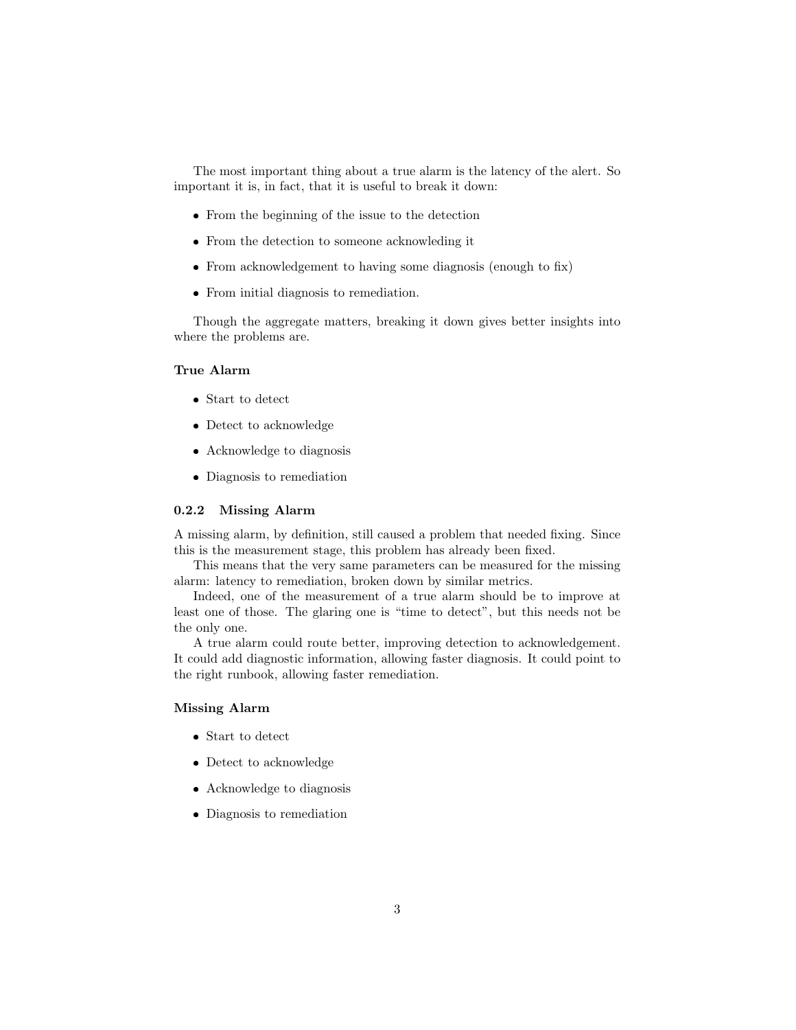The most important thing about a true alarm is the latency of the alert. So important it is, in fact, that it is useful to break it down:

- From the beginning of the issue to the detection
- From the detection to someone acknowleding it
- From acknowledgement to having some diagnosis (enough to fix)
- From initial diagnosis to remediation.

Though the aggregate matters, breaking it down gives better insights into where the problems are.

**True Alarm**

- Start to detect
- Detect to acknowledge
- Acknowledge to diagnosis
- Diagnosis to remediation

### 0.2.2 Missing Alarm

A missing alarm, by definition, still caused a problem that needed fixing. Since this is the measurement stage, this problem has already been fixed.

This means that the very same parameters can be measured for the missing alarm: latency to remediation, broken down by similar metrics.

Indeed, one of the measurement of a true alarm should be to improve at least one of those. The glaring one is "time to detect", but this needs not be the only one.

A true alarm could route better, improving detection to acknowledgement. It could add diagnostic information, allowing faster diagnosis. It could point to the right runbook, allowing faster remediation.

**Missing Alarm**

- Start to detect
- Detect to acknowledge
- Acknowledge to diagnosis
- Diagnosis to remediation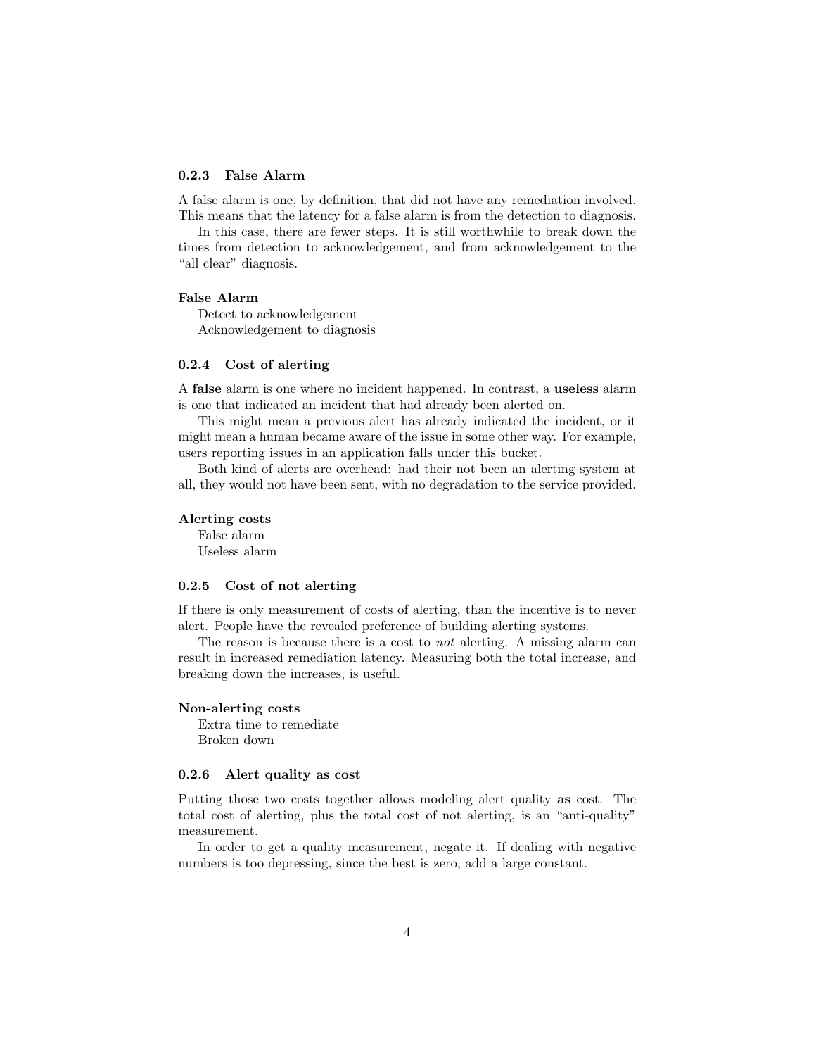### 0.2.3 False Alarm

A false alarm is one, by definition, that did not have any remediation involved. This means that the latency for a false alarm is from the detection to diagnosis.

In this case, there are fewer steps. It is still worthwhile to break down the times from detection to acknowledgement, and from acknowledgement to the "all clear" diagnosis.

**False Alarm**

Detect to acknowledgement
Acknowledgement to diagnosis

### 0.2.4 Cost of alerting

A **false** alarm is one where no incident happened. In contrast, a **useless** alarm is one that indicated an incident that had already been alerted on.

This might mean a previous alert has already indicated the incident, or it might mean a human became aware of the issue in some other way. For example, users reporting issues in an application falls under this bucket.

Both kind of alerts are overhead: had their not been an alerting system at all, they would not have been sent, with no degradation to the service provided.

**Alerting costs**

False alarm
Useless alarm

### 0.2.5 Cost of not alerting

If there is only measurement of costs of alerting, than the incentive is to never alert. People have the revealed preference of building alerting systems.

The reason is because there is a cost to *not* alerting. A missing alarm can result in increased remediation latency. Measuring both the total increase, and breaking down the increases, is useful.

**Non-alerting costs**

Extra time to remediate
Broken down

### 0.2.6 Alert quality as cost

Putting those two costs together allows modeling alert quality **as** cost. The total cost of alerting, plus the total cost of not alerting, is an "anti-quality" measurement.

In order to get a quality measurement, negate it. If dealing with negative numbers is too depressing, since the best is zero, add a large constant.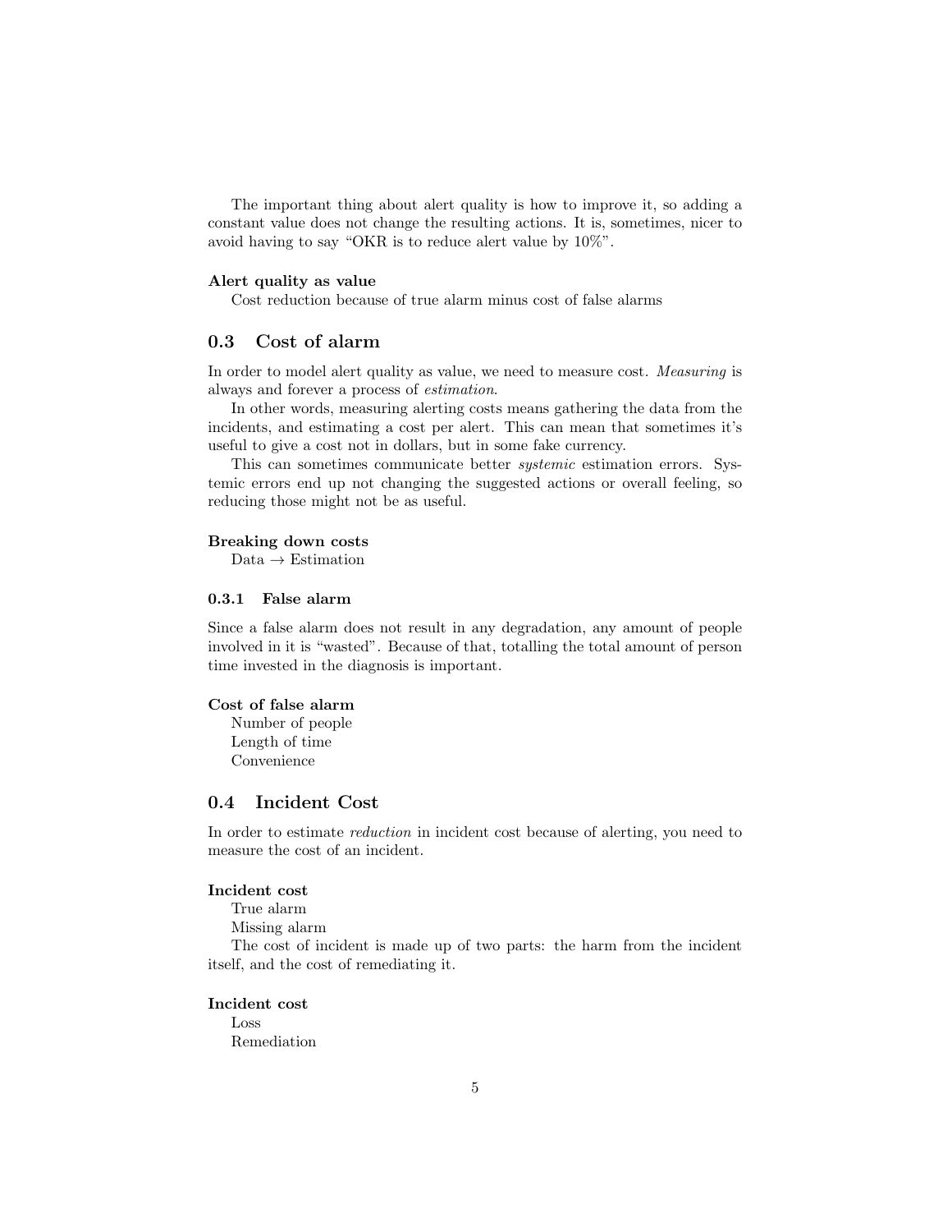The important thing about alert quality is how to improve it, so adding a constant value does not change the resulting actions. It is, sometimes, nicer to avoid having to say "OKR is to reduce alert value by 10%".

**Alert quality as value**

Cost reduction because of true alarm minus cost of false alarms

## 0.3 Cost of alarm

In order to model alert quality as value, we need to measure cost. *Measuring* is always and forever a process of *estimation*.

In other words, measuring alerting costs means gathering the data from the incidents, and estimating a cost per alert. This can mean that sometimes it's useful to give a cost not in dollars, but in some fake currency.

This can sometimes communicate better *systemic* estimation errors. Systemic errors end up not changing the suggested actions or overall feeling, so reducing those might not be as useful.

**Breaking down costs**

Data → Estimation

### 0.3.1 False alarm

Since a false alarm does not result in any degradation, any amount of people involved in it is "wasted". Because of that, totalling the total amount of person time invested in the diagnosis is important.

**Cost of false alarm**

Number of people
Length of time
Convenience

## 0.4 Incident Cost

In order to estimate *reduction* in incident cost because of alerting, you need to measure the cost of an incident.

**Incident cost**

True alarm
Missing alarm

The cost of incident is made up of two parts: the harm from the incident itself, and the cost of remediating it.

**Incident cost**

Loss
Remediation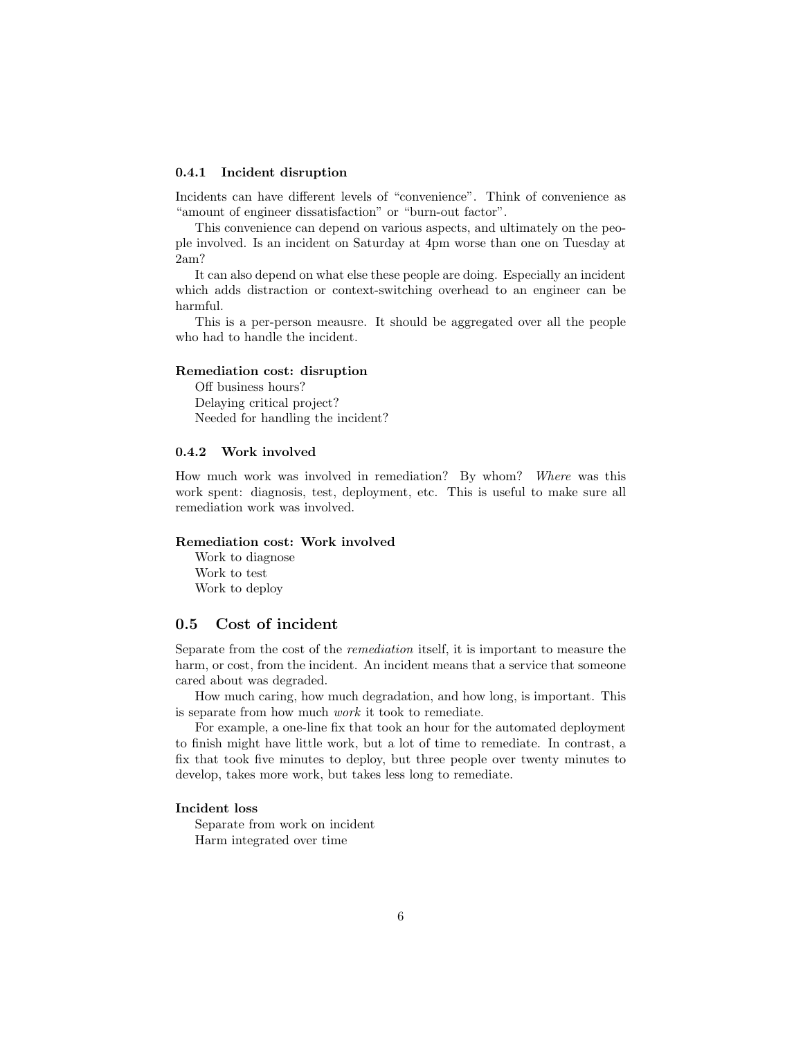#### 0.4.1 Incident disruption

Incidents can have different levels of "convenience". Think of convenience as "amount of engineer dissatisfaction" or "burn-out factor".

This convenience can depend on various aspects, and ultimately on the people involved. Is an incident on Saturday at 4pm worse than one on Tuesday at 2am?

It can also depend on what else these people are doing. Especially an incident which adds distraction or context-switching overhead to an engineer can be harmful.

This is a per-person meausre. It should be aggregated over all the people who had to handle the incident.

**Remediation cost: disruption**

Off business hours?
Delaying critical project?
Needed for handling the incident?

#### 0.4.2 Work involved

How much work was involved in remediation? By whom? *Where* was this work spent: diagnosis, test, deployment, etc. This is useful to make sure all remediation work was involved.

**Remediation cost: Work involved**

Work to diagnose
Work to test
Work to deploy

### 0.5 Cost of incident

Separate from the cost of the *remediation* itself, it is important to measure the harm, or cost, from the incident. An incident means that a service that someone cared about was degraded.

How much caring, how much degradation, and how long, is important. This is separate from how much *work* it took to remediate.

For example, a one-line fix that took an hour for the automated deployment to finish might have little work, but a lot of time to remediate. In contrast, a fix that took five minutes to deploy, but three people over twenty minutes to develop, takes more work, but takes less long to remediate.

**Incident loss**

Separate from work on incident
Harm integrated over time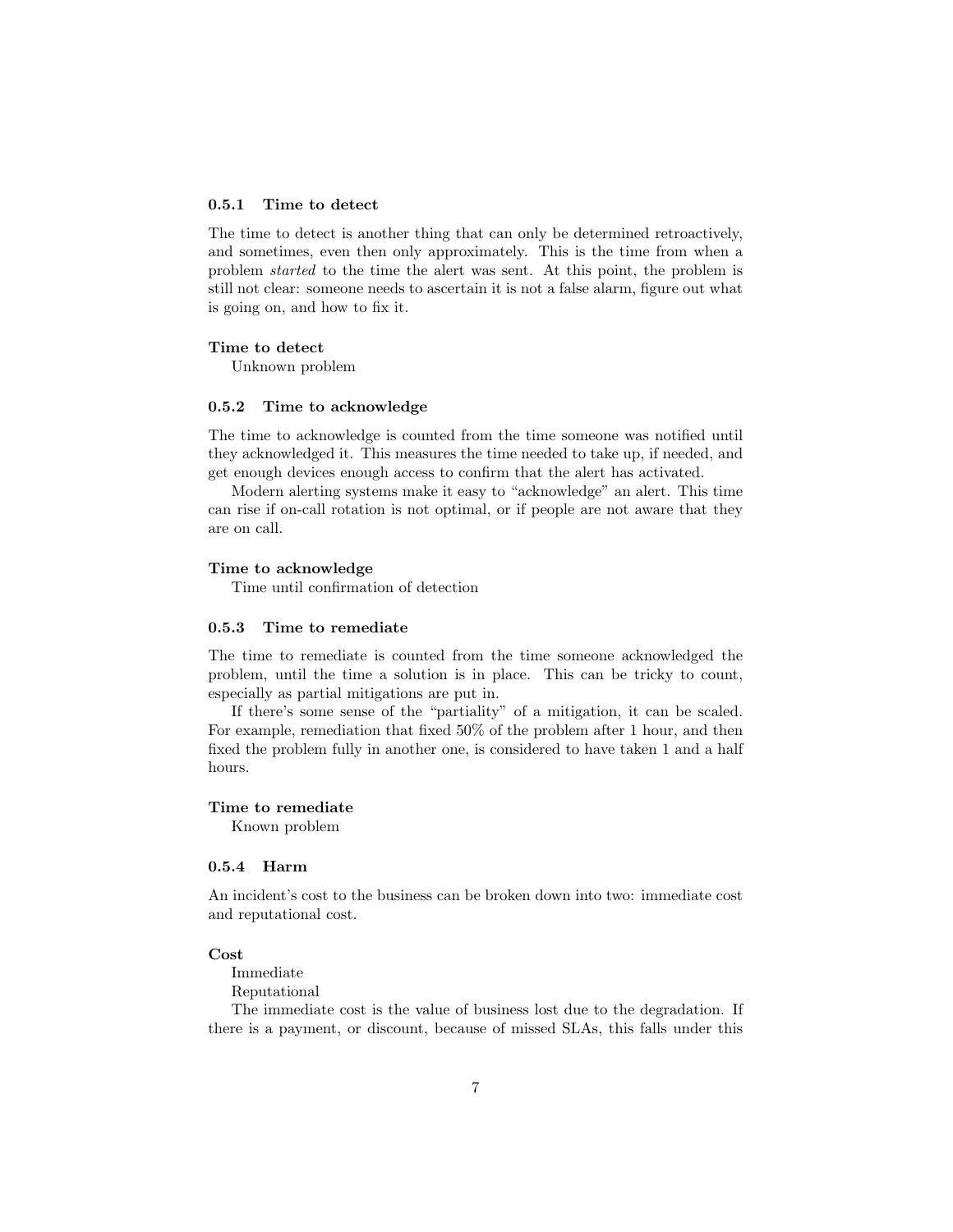### 0.5.1 Time to detect

The time to detect is another thing that can only be determined retroactively, and sometimes, even then only approximately. This is the time from when a problem *started* to the time the alert was sent. At this point, the problem is still not clear: someone needs to ascertain it is not a false alarm, figure out what is going on, and how to fix it.

**Time to detect**
Unknown problem

### 0.5.2 Time to acknowledge

The time to acknowledge is counted from the time someone was notified until they acknowledged it. This measures the time needed to take up, if needed, and get enough devices enough access to confirm that the alert has activated.

Modern alerting systems make it easy to "acknowledge" an alert. This time can rise if on-call rotation is not optimal, or if people are not aware that they are on call.

**Time to acknowledge**
Time until confirmation of detection

### 0.5.3 Time to remediate

The time to remediate is counted from the time someone acknowledged the problem, until the time a solution is in place. This can be tricky to count, especially as partial mitigations are put in.

If there's some sense of the "partiality" of a mitigation, it can be scaled. For example, remediation that fixed 50% of the problem after 1 hour, and then fixed the problem fully in another one, is considered to have taken 1 and a half hours.

**Time to remediate**
Known problem

### 0.5.4 Harm

An incident's cost to the business can be broken down into two: immediate cost and reputational cost.

**Cost**
Immediate
Reputational

The immediate cost is the value of business lost due to the degradation. If there is a payment, or discount, because of missed SLAs, this falls under this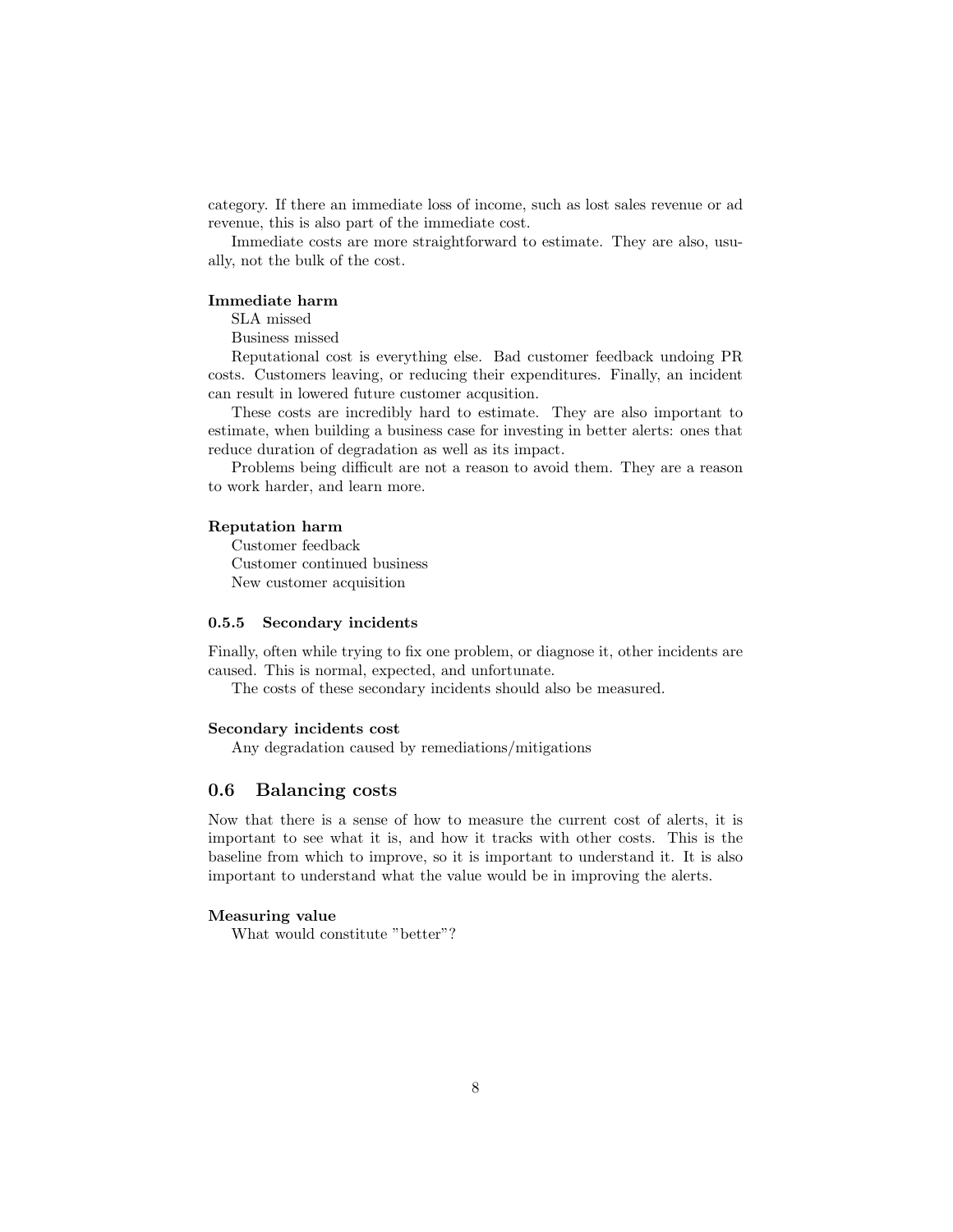category. If there an immediate loss of income, such as lost sales revenue or ad revenue, this is also part of the immediate cost.

Immediate costs are more straightforward to estimate. They are also, usually, not the bulk of the cost.

**Immediate harm**

SLA missed

Business missed

Reputational cost is everything else. Bad customer feedback undoing PR costs. Customers leaving, or reducing their expenditures. Finally, an incident can result in lowered future customer acqusition.

These costs are incredibly hard to estimate. They are also important to estimate, when building a business case for investing in better alerts: ones that reduce duration of degradation as well as its impact.

Problems being difficult are not a reason to avoid them. They are a reason to work harder, and learn more.

**Reputation harm**

Customer feedback

Customer continued business

New customer acquisition

### 0.5.5 Secondary incidents

Finally, often while trying to fix one problem, or diagnose it, other incidents are caused. This is normal, expected, and unfortunate.

The costs of these secondary incidents should also be measured.

**Secondary incidents cost**

Any degradation caused by remediations/mitigations

## 0.6 Balancing costs

Now that there is a sense of how to measure the current cost of alerts, it is important to see what it is, and how it tracks with other costs. This is the baseline from which to improve, so it is important to understand it. It is also important to understand what the value would be in improving the alerts.

**Measuring value**

What would constitute "better"?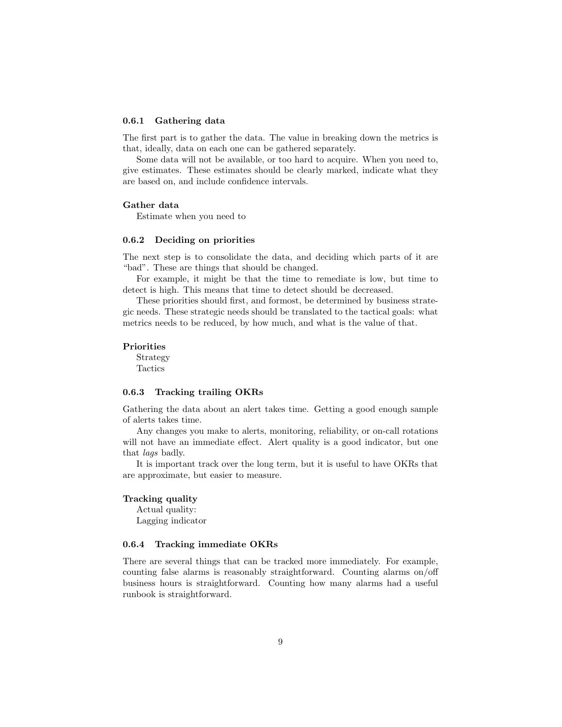### 0.6.1 Gathering data

The first part is to gather the data. The value in breaking down the metrics is that, ideally, data on each one can be gathered separately.

Some data will not be available, or too hard to acquire. When you need to, give estimates. These estimates should be clearly marked, indicate what they are based on, and include confidence intervals.

**Gather data**
Estimate when you need to

### 0.6.2 Deciding on priorities

The next step is to consolidate the data, and deciding which parts of it are "bad". These are things that should be changed.

For example, it might be that the time to remediate is low, but time to detect is high. This means that time to detect should be decreased.

These priorities should first, and formost, be determined by business strategic needs. These strategic needs should be translated to the tactical goals: what metrics needs to be reduced, by how much, and what is the value of that.

**Priorities**
Strategy
Tactics

### 0.6.3 Tracking trailing OKRs

Gathering the data about an alert takes time. Getting a good enough sample of alerts takes time.

Any changes you make to alerts, monitoring, reliability, or on-call rotations will not have an immediate effect. Alert quality is a good indicator, but one that *lags* badly.

It is important track over the long term, but it is useful to have OKRs that are approximate, but easier to measure.

**Tracking quality**
Actual quality:
Lagging indicator

### 0.6.4 Tracking immediate OKRs

There are several things that can be tracked more immediately. For example, counting false alarms is reasonably straightforward. Counting alarms on/off business hours is straightforward. Counting how many alarms had a useful runbook is straightforward.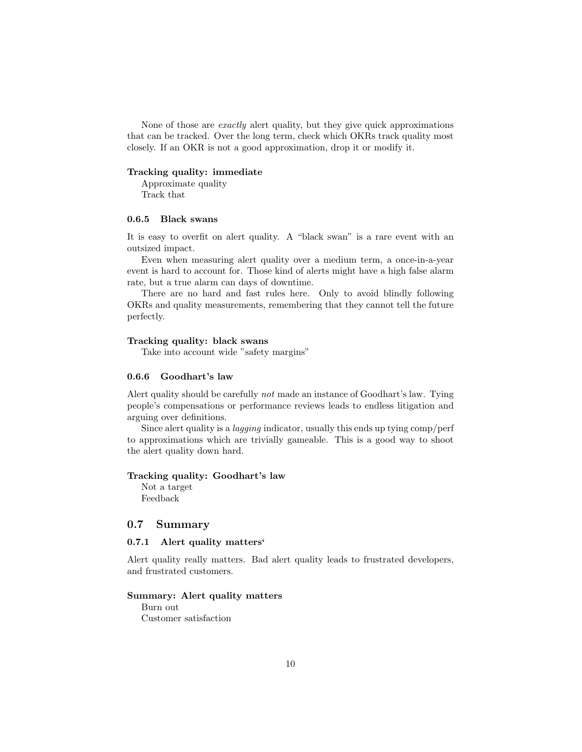None of those are *exactly* alert quality, but they give quick approximations that can be tracked. Over the long term, check which OKRs track quality most closely. If an OKR is not a good approximation, drop it or modify it.

**Tracking quality: immediate**

Approximate quality
Track that

### 0.6.5 Black swans

It is easy to overfit on alert quality. A "black swan" is a rare event with an outsized impact.

Even when measuring alert quality over a medium term, a once-in-a-year event is hard to account for. Those kind of alerts might have a high false alarm rate, but a true alarm can days of downtime.

There are no hard and fast rules here. Only to avoid blindly following OKRs and quality measurements, remembering that they cannot tell the future perfectly.

**Tracking quality: black swans**

Take into account wide "safety margins"

### 0.6.6 Goodhart's law

Alert quality should be carefully *not* made an instance of Goodhart's law. Tying people's compensations or performance reviews leads to endless litigation and arguing over definitions.

Since alert quality is a *lagging* indicator, usually this ends up tying comp/perf to approximations which are trivially gameable. This is a good way to shoot the alert quality down hard.

**Tracking quality: Goodhart's law**

Not a target
Feedback

## 0.7 Summary

### 0.7.1 Alert quality matters'

Alert quality really matters. Bad alert quality leads to frustrated developers, and frustrated customers.

**Summary: Alert quality matters**

Burn out
Customer satisfaction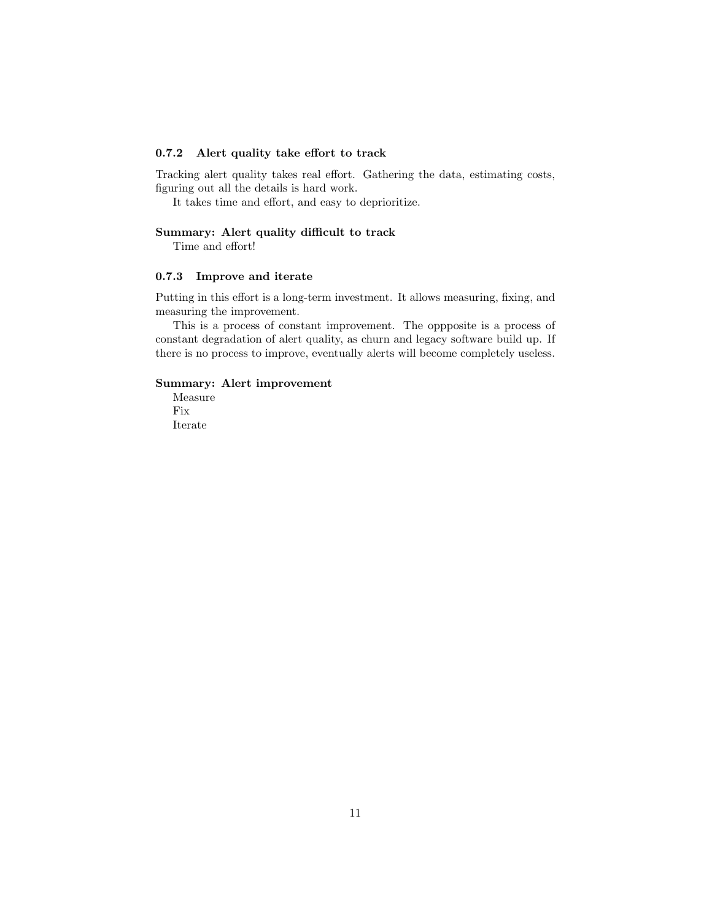### 0.7.2 Alert quality take effort to track

Tracking alert quality takes real effort. Gathering the data, estimating costs, figuring out all the details is hard work.

It takes time and effort, and easy to deprioritize.

**Summary: Alert quality difficult to track**

Time and effort!

### 0.7.3 Improve and iterate

Putting in this effort is a long-term investment. It allows measuring, fixing, and measuring the improvement.

This is a process of constant improvement. The oppposite is a process of constant degradation of alert quality, as churn and legacy software build up. If there is no process to improve, eventually alerts will become completely useless.

**Summary: Alert improvement**

Measure
Fix
Iterate